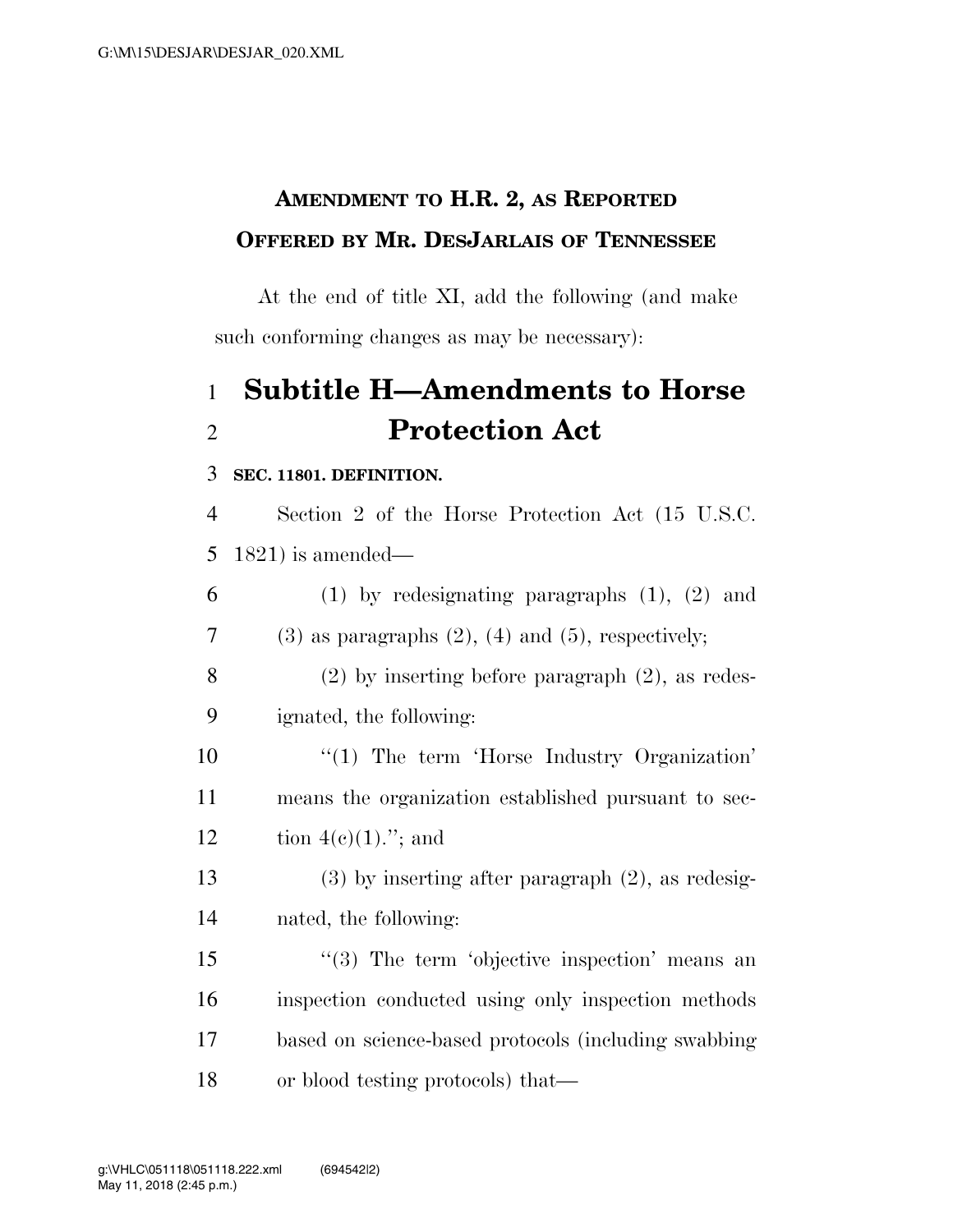**AMENDMENT TO H.R. 2, AS REPORTED**
**OFFERED BY MR. DESJARLAIS OF TENNESSEE**

At the end of title XI, add the following (and make such conforming changes as may be necessary):

# Subtitle H—Amendments to Horse Protection Act

**SEC. 11801. DEFINITION.**

Section 2 of the Horse Protection Act (15 U.S.C. 1821) is amended—

(1) by redesignating paragraphs (1), (2) and (3) as paragraphs (2), (4) and (5), respectively;

(2) by inserting before paragraph (2), as redesignated, the following:

"(1) The term 'Horse Industry Organization' means the organization established pursuant to section 4(c)(1)."; and

(3) by inserting after paragraph (2), as redesignated, the following:

"(3) The term 'objective inspection' means an inspection conducted using only inspection methods based on science-based protocols (including swabbing or blood testing protocols) that—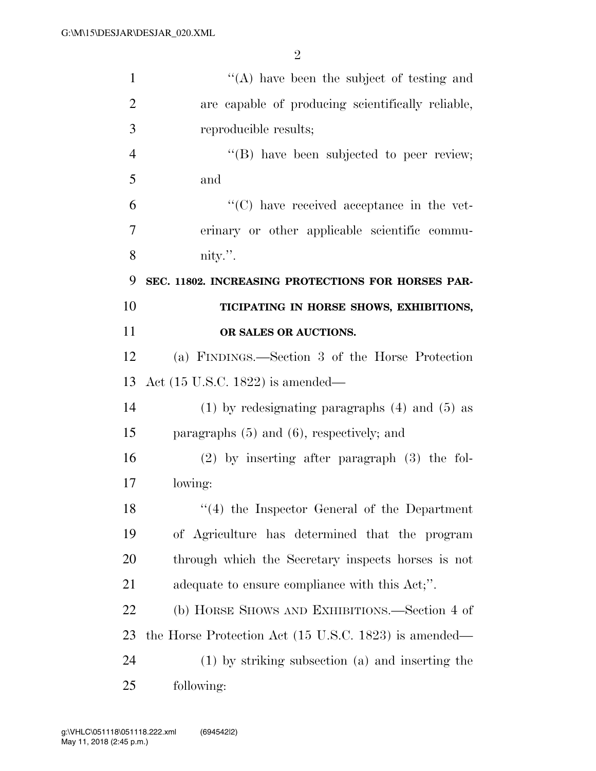"(A) have been the subject of testing and are capable of producing scientifically reliable, reproducible results;

"(B) have been subjected to peer review; and

"(C) have received acceptance in the veterinary or other applicable scientific community.".

**SEC. 11802. INCREASING PROTECTIONS FOR HORSES PARTICIPATING IN HORSE SHOWS, EXHIBITIONS, OR SALES OR AUCTIONS.**

(a) FINDINGS.—Section 3 of the Horse Protection Act (15 U.S.C. 1822) is amended—

(1) by redesignating paragraphs (4) and (5) as paragraphs (5) and (6), respectively; and

(2) by inserting after paragraph (3) the following:

"(4) the Inspector General of the Department of Agriculture has determined that the program through which the Secretary inspects horses is not adequate to ensure compliance with this Act;".

(b) HORSE SHOWS AND EXHIBITIONS.—Section 4 of the Horse Protection Act (15 U.S.C. 1823) is amended—

(1) by striking subsection (a) and inserting the following: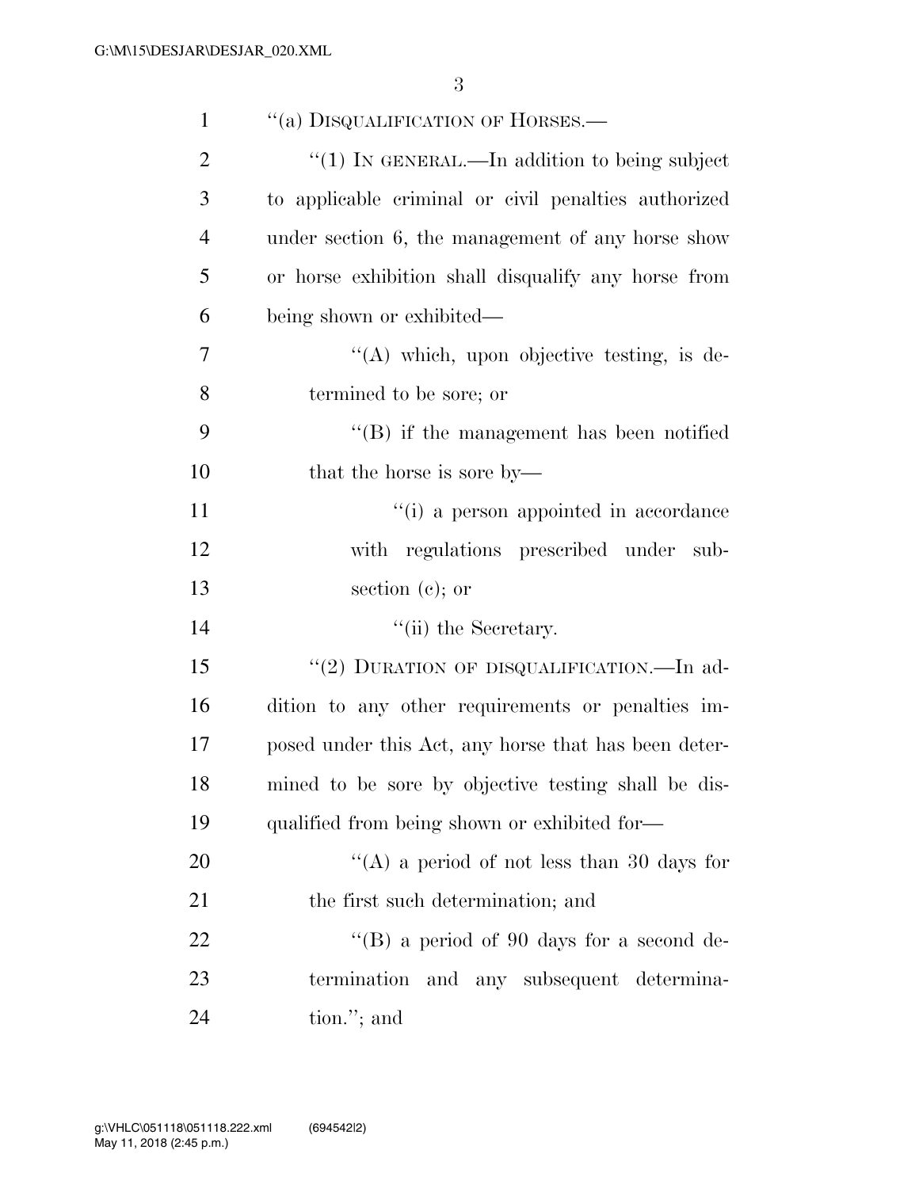"(a) DISQUALIFICATION OF HORSES.—

"(1) IN GENERAL.—In addition to being subject to applicable criminal or civil penalties authorized under section 6, the management of any horse show or horse exhibition shall disqualify any horse from being shown or exhibited—

"(A) which, upon objective testing, is determined to be sore; or

"(B) if the management has been notified that the horse is sore by—

"(i) a person appointed in accordance with regulations prescribed under subsection (c); or

"(ii) the Secretary.

"(2) DURATION OF DISQUALIFICATION.—In addition to any other requirements or penalties imposed under this Act, any horse that has been determined to be sore by objective testing shall be disqualified from being shown or exhibited for—

"(A) a period of not less than 30 days for the first such determination; and

"(B) a period of 90 days for a second determination and any subsequent determination."; and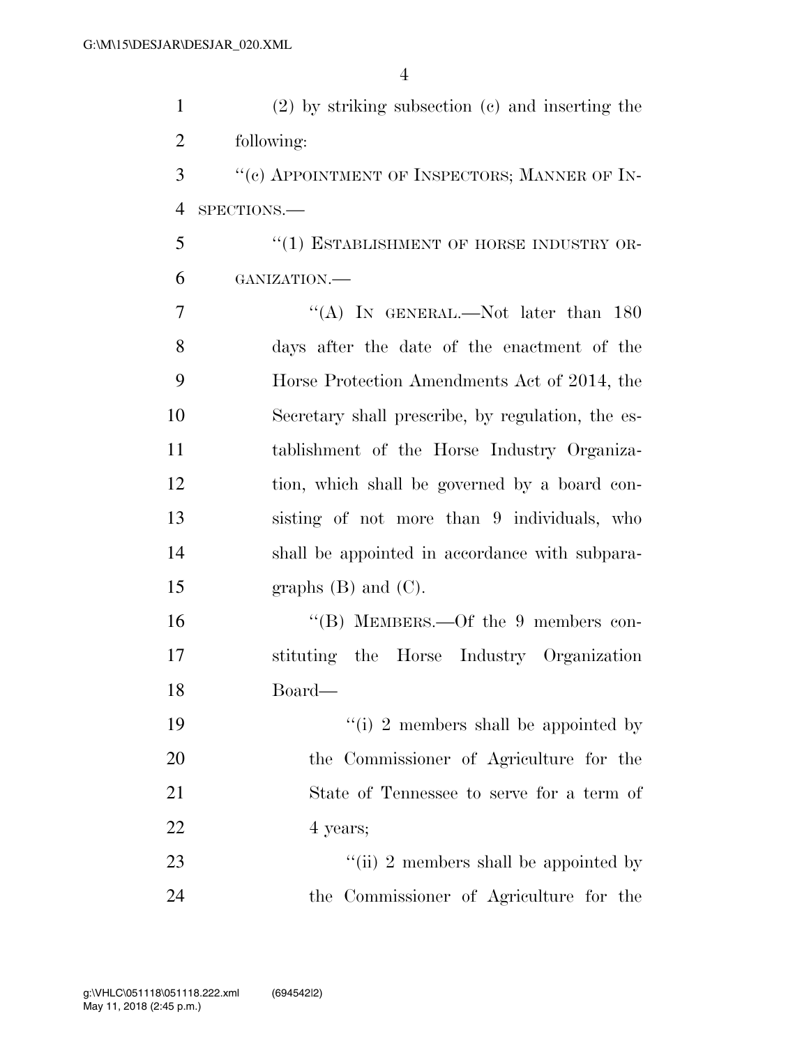(2) by striking subsection (c) and inserting the following:

"(c) APPOINTMENT OF INSPECTORS; MANNER OF INSPECTIONS.—

"(1) ESTABLISHMENT OF HORSE INDUSTRY ORGANIZATION.—

"(A) IN GENERAL.—Not later than 180 days after the date of the enactment of the Horse Protection Amendments Act of 2014, the Secretary shall prescribe, by regulation, the establishment of the Horse Industry Organization, which shall be governed by a board consisting of not more than 9 individuals, who shall be appointed in accordance with subparagraphs (B) and (C).

"(B) MEMBERS.—Of the 9 members constituting the Horse Industry Organization Board—

"(i) 2 members shall be appointed by the Commissioner of Agriculture for the State of Tennessee to serve for a term of 4 years;

"(ii) 2 members shall be appointed by the Commissioner of Agriculture for the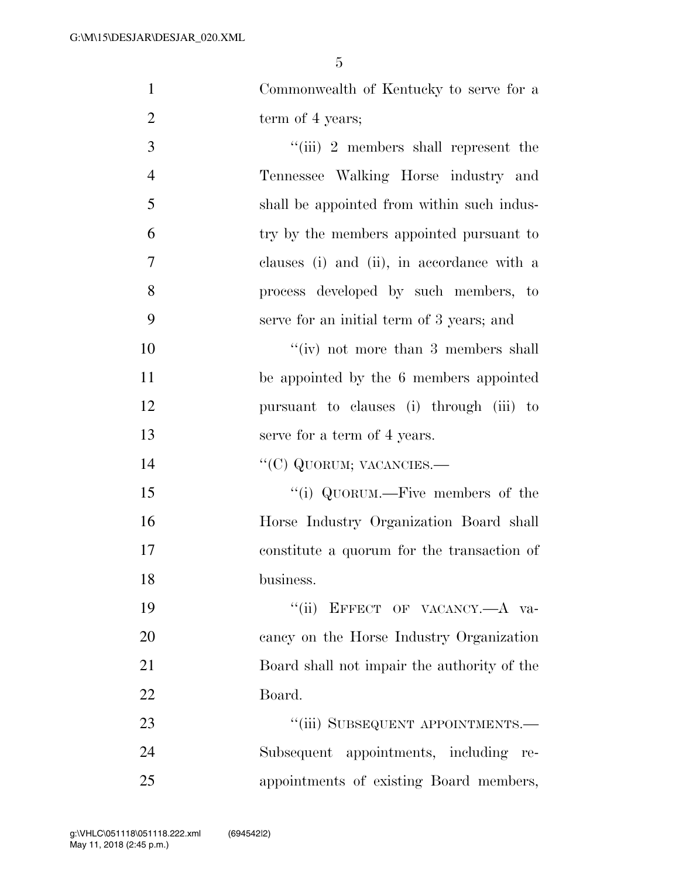Commonwealth of Kentucky to serve for a term of 4 years;

''(iii) 2 members shall represent the Tennessee Walking Horse industry and shall be appointed from within such industry by the members appointed pursuant to clauses (i) and (ii), in accordance with a process developed by such members, to serve for an initial term of 3 years; and

''(iv) not more than 3 members shall be appointed by the 6 members appointed pursuant to clauses (i) through (iii) to serve for a term of 4 years.

''(C) QUORUM; VACANCIES.—

''(i) QUORUM.—Five members of the Horse Industry Organization Board shall constitute a quorum for the transaction of business.

''(ii) EFFECT OF VACANCY.—A vacancy on the Horse Industry Organization Board shall not impair the authority of the Board.

''(iii) SUBSEQUENT APPOINTMENTS.—Subsequent appointments, including reappointments of existing Board members,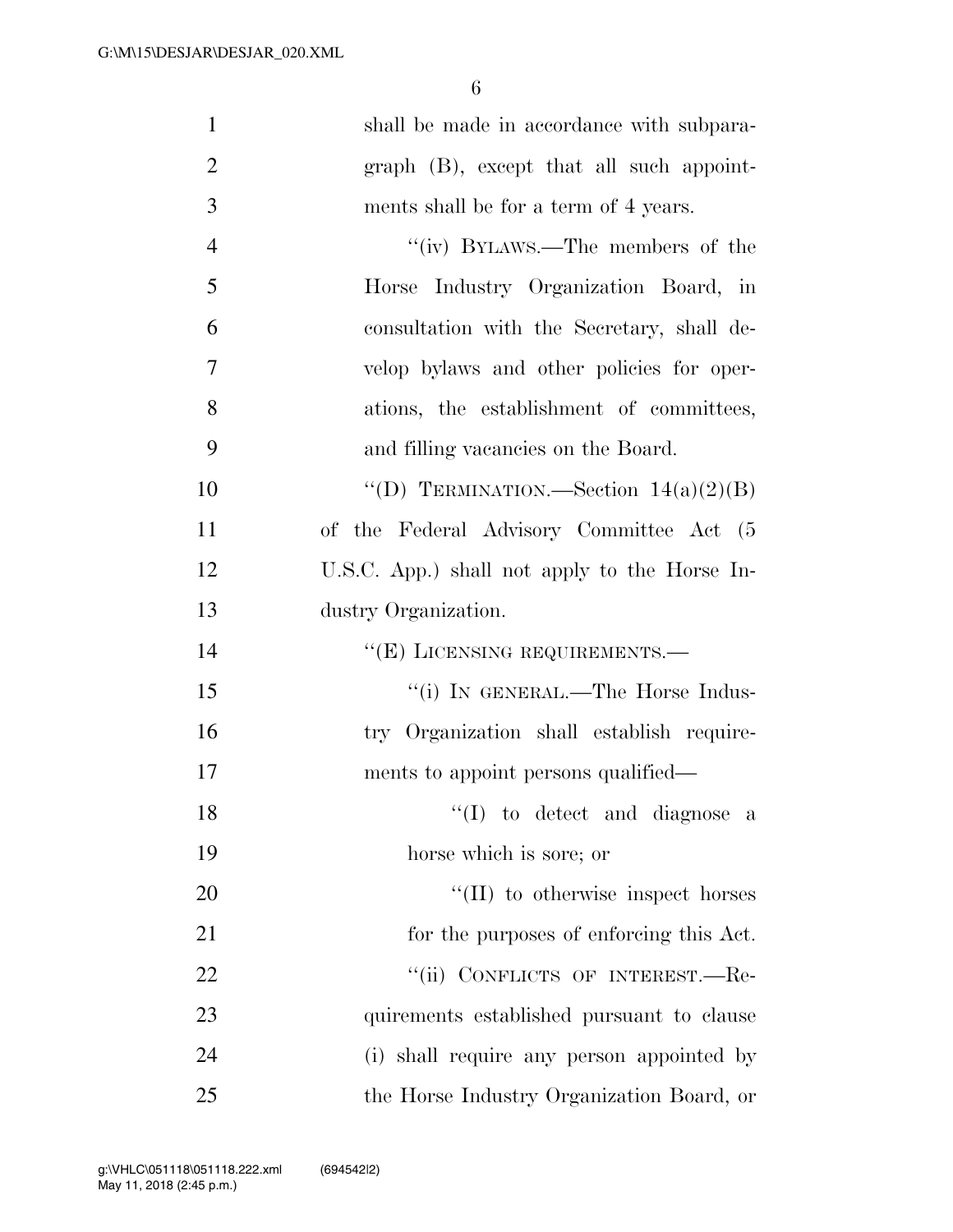shall be made in accordance with subparagraph (B), except that all such appointments shall be for a term of 4 years.

"(iv) BYLAWS.—The members of the Horse Industry Organization Board, in consultation with the Secretary, shall develop bylaws and other policies for operations, the establishment of committees, and filling vacancies on the Board.

"(D) TERMINATION.—Section 14(a)(2)(B) of the Federal Advisory Committee Act (5 U.S.C. App.) shall not apply to the Horse Industry Organization.

"(E) LICENSING REQUIREMENTS.—

"(i) IN GENERAL.—The Horse Industry Organization shall establish requirements to appoint persons qualified—

"(I) to detect and diagnose a horse which is sore; or

"(II) to otherwise inspect horses for the purposes of enforcing this Act.

"(ii) CONFLICTS OF INTEREST.—Requirements established pursuant to clause (i) shall require any person appointed by the Horse Industry Organization Board, or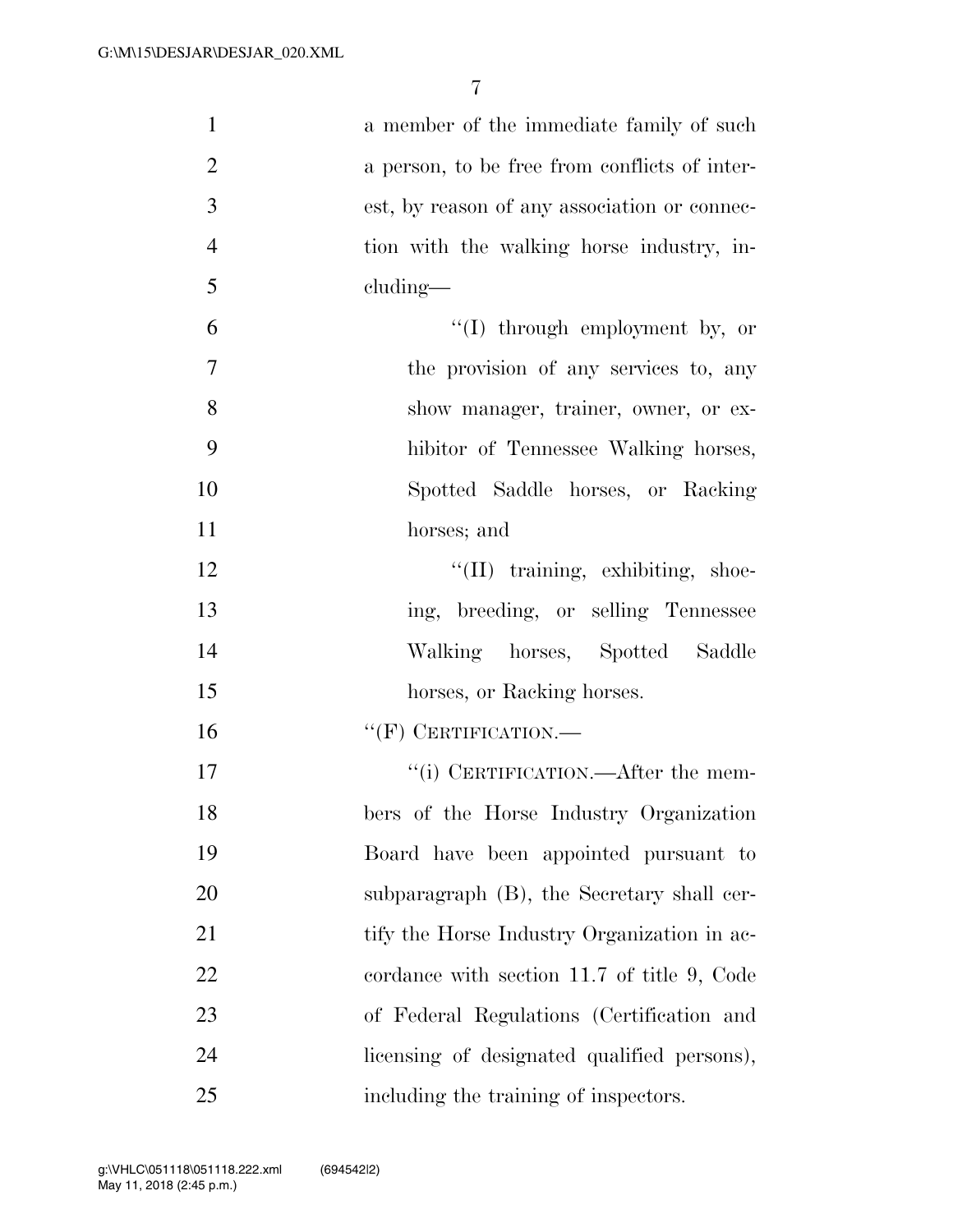a member of the immediate family of such a person, to be free from conflicts of interest, by reason of any association or connection with the walking horse industry, including—

"(I) through employment by, or the provision of any services to, any show manager, trainer, owner, or exhibitor of Tennessee Walking horses, Spotted Saddle horses, or Racking horses; and

"(II) training, exhibiting, shoeing, breeding, or selling Tennessee Walking horses, Spotted Saddle horses, or Racking horses.

"(F) CERTIFICATION.—

"(i) CERTIFICATION.—After the members of the Horse Industry Organization Board have been appointed pursuant to subparagraph (B), the Secretary shall certify the Horse Industry Organization in accordance with section 11.7 of title 9, Code of Federal Regulations (Certification and licensing of designated qualified persons), including the training of inspectors.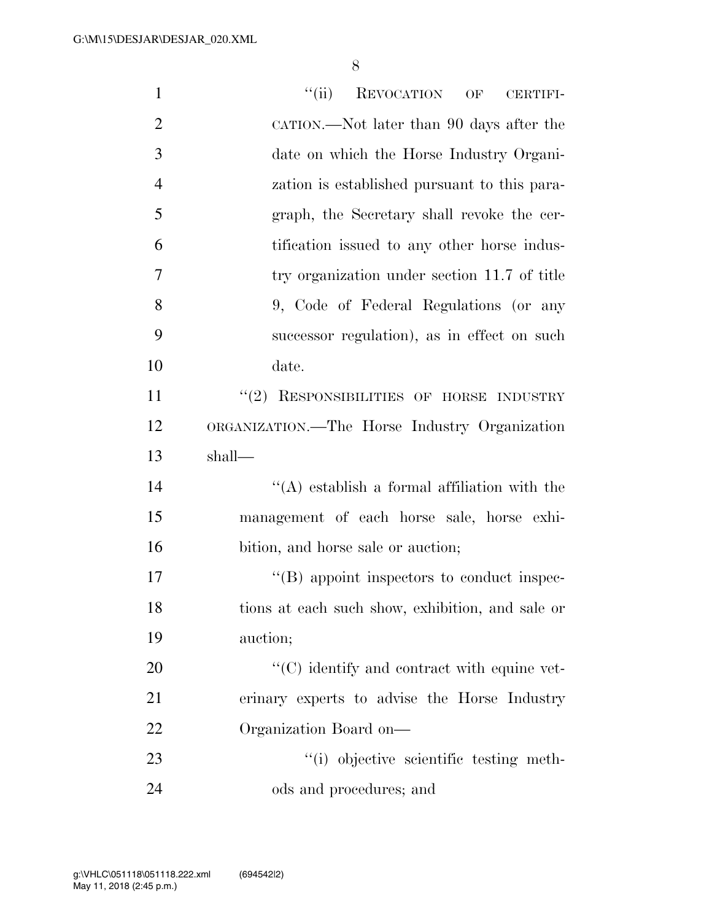"(ii) REVOCATION OF CERTIFICATION.—Not later than 90 days after the date on which the Horse Industry Organization is established pursuant to this paragraph, the Secretary shall revoke the certification issued to any other horse industry organization under section 11.7 of title 9, Code of Federal Regulations (or any successor regulation), as in effect on such date.

"(2) RESPONSIBILITIES OF HORSE INDUSTRY ORGANIZATION.—The Horse Industry Organization shall—

"(A) establish a formal affiliation with the management of each horse sale, horse exhibition, and horse sale or auction;

"(B) appoint inspectors to conduct inspections at each such show, exhibition, and sale or auction;

"(C) identify and contract with equine veterinary experts to advise the Horse Industry Organization Board on—

"(i) objective scientific testing methods and procedures; and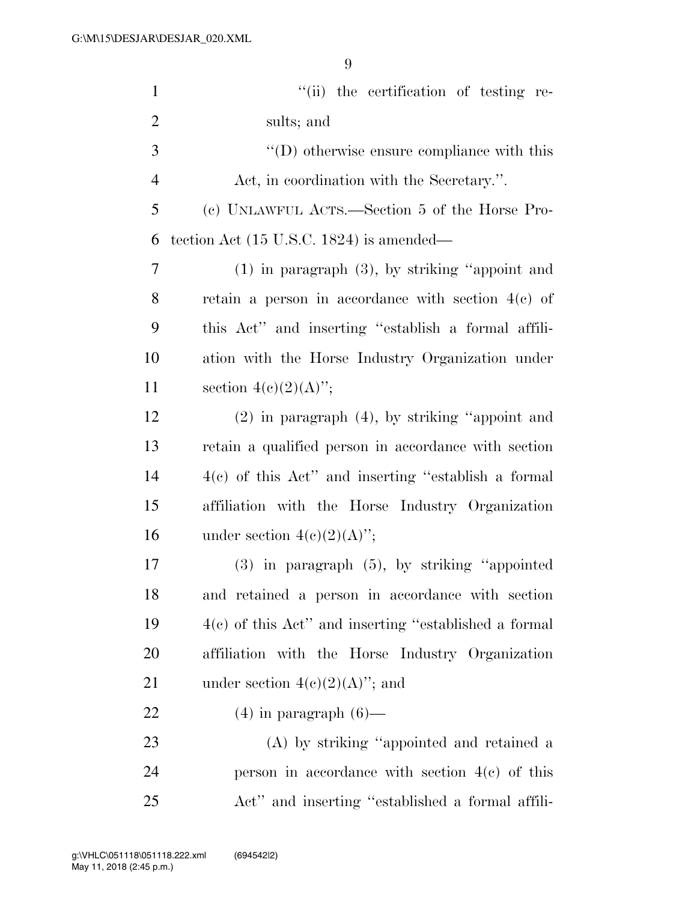"(ii) the certification of testing results; and

"(D) otherwise ensure compliance with this Act, in coordination with the Secretary.".

(c) UNLAWFUL ACTS.—Section 5 of the Horse Protection Act (15 U.S.C. 1824) is amended—

(1) in paragraph (3), by striking "appoint and retain a person in accordance with section 4(c) of this Act" and inserting "establish a formal affiliation with the Horse Industry Organization under section 4(c)(2)(A)";

(2) in paragraph (4), by striking "appoint and retain a qualified person in accordance with section 4(c) of this Act" and inserting "establish a formal affiliation with the Horse Industry Organization under section 4(c)(2)(A)";

(3) in paragraph (5), by striking "appointed and retained a person in accordance with section 4(c) of this Act" and inserting "established a formal affiliation with the Horse Industry Organization under section 4(c)(2)(A)"; and

(4) in paragraph (6)—

(A) by striking "appointed and retained a person in accordance with section 4(c) of this Act" and inserting "established a formal affili-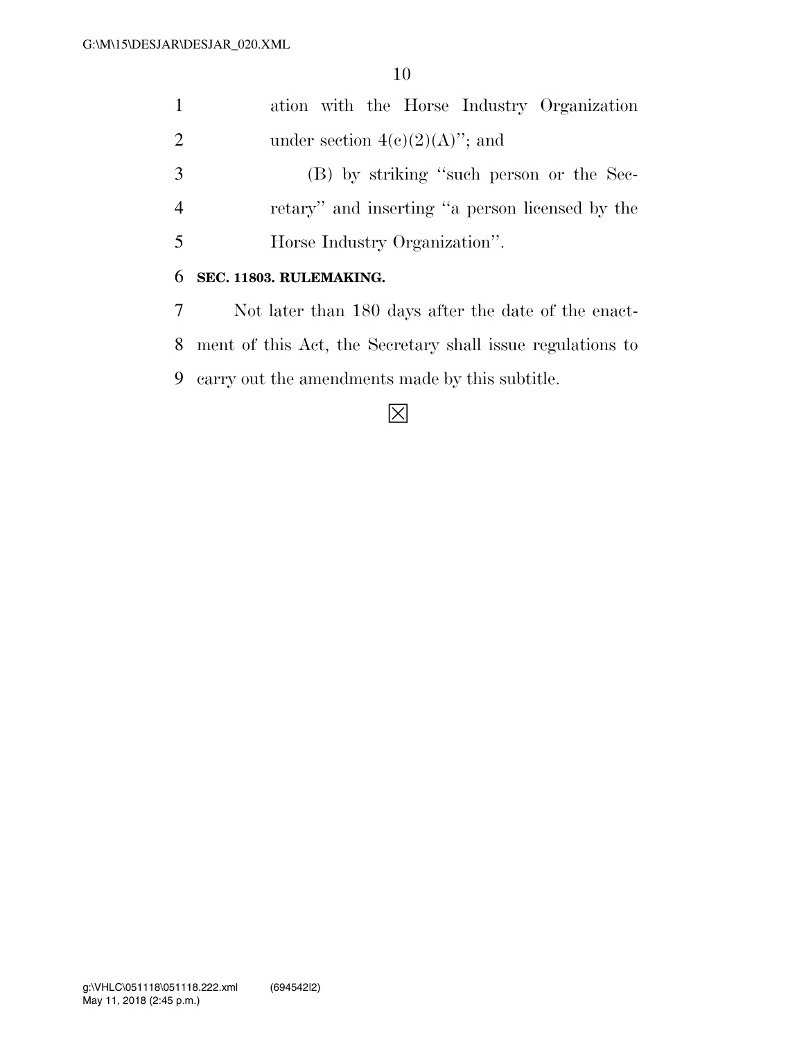ation with the Horse Industry Organization under section 4(c)(2)(A)''; and

(B) by striking ''such person or the Secretary'' and inserting ''a person licensed by the Horse Industry Organization''.

**SEC. 11803. RULEMAKING.**

Not later than 180 days after the date of the enactment of this Act, the Secretary shall issue regulations to carry out the amendments made by this subtitle.